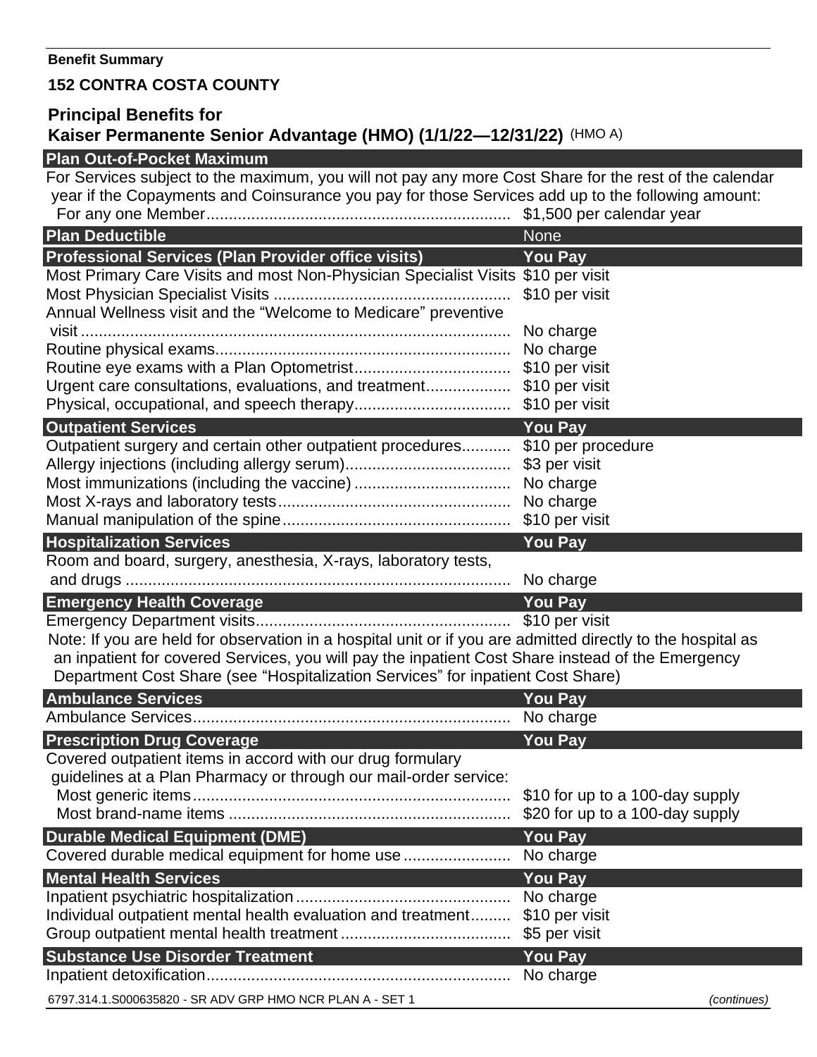**Benefit Summary**

## 152 CONTRA COSTA COUNTY

## Principal Benefits for Kaiser Permanente Senior Advantage (HMO) (1/1/22—12/31/22) (HMO A)

| Plan Out-of-Pocket Maximum | |
|---|---|
| For Services subject to the maximum, you will not pay any more Cost Share for the rest of the calendar year if the Copayments and Coinsurance you pay for those Services add up to the following amount: | |
| For any one Member | $1,500 per calendar year |

| Plan Deductible | None |
|---|---|

| Professional Services (Plan Provider office visits) | You Pay |
|---|---|
| Most Primary Care Visits and most Non-Physician Specialist Visits | $10 per visit |
| Most Physician Specialist Visits | $10 per visit |
| Annual Wellness visit and the "Welcome to Medicare" preventive visit | No charge |
| Routine physical exams | No charge |
| Routine eye exams with a Plan Optometrist | $10 per visit |
| Urgent care consultations, evaluations, and treatment | $10 per visit |
| Physical, occupational, and speech therapy | $10 per visit |

| Outpatient Services | You Pay |
|---|---|
| Outpatient surgery and certain other outpatient procedures | $10 per procedure |
| Allergy injections (including allergy serum) | $3 per visit |
| Most immunizations (including the vaccine) | No charge |
| Most X-rays and laboratory tests | No charge |
| Manual manipulation of the spine | $10 per visit |

| Hospitalization Services | You Pay |
|---|---|
| Room and board, surgery, anesthesia, X-rays, laboratory tests, and drugs | No charge |

| Emergency Health Coverage | You Pay |
|---|---|
| Emergency Department visits | $10 per visit |

Note: If you are held for observation in a hospital unit or if you are admitted directly to the hospital as an inpatient for covered Services, you will pay the inpatient Cost Share instead of the Emergency Department Cost Share (see "Hospitalization Services" for inpatient Cost Share)

| Ambulance Services | You Pay |
|---|---|
| Ambulance Services | No charge |

| Prescription Drug Coverage | You Pay |
|---|---|
| Covered outpatient items in accord with our drug formulary guidelines at a Plan Pharmacy or through our mail-order service: | |
| Most generic items | $10 for up to a 100-day supply |
| Most brand-name items | $20 for up to a 100-day supply |

| Durable Medical Equipment (DME) | You Pay |
|---|---|
| Covered durable medical equipment for home use | No charge |

| Mental Health Services | You Pay |
|---|---|
| Inpatient psychiatric hospitalization | No charge |
| Individual outpatient mental health evaluation and treatment | $10 per visit |
| Group outpatient mental health treatment | $5 per visit |

| Substance Use Disorder Treatment | You Pay |
|---|---|
| Inpatient detoxification | No charge |

6797.314.1.S000635820 - SR ADV GRP HMO NCR PLAN A - SET 1

*(continues)*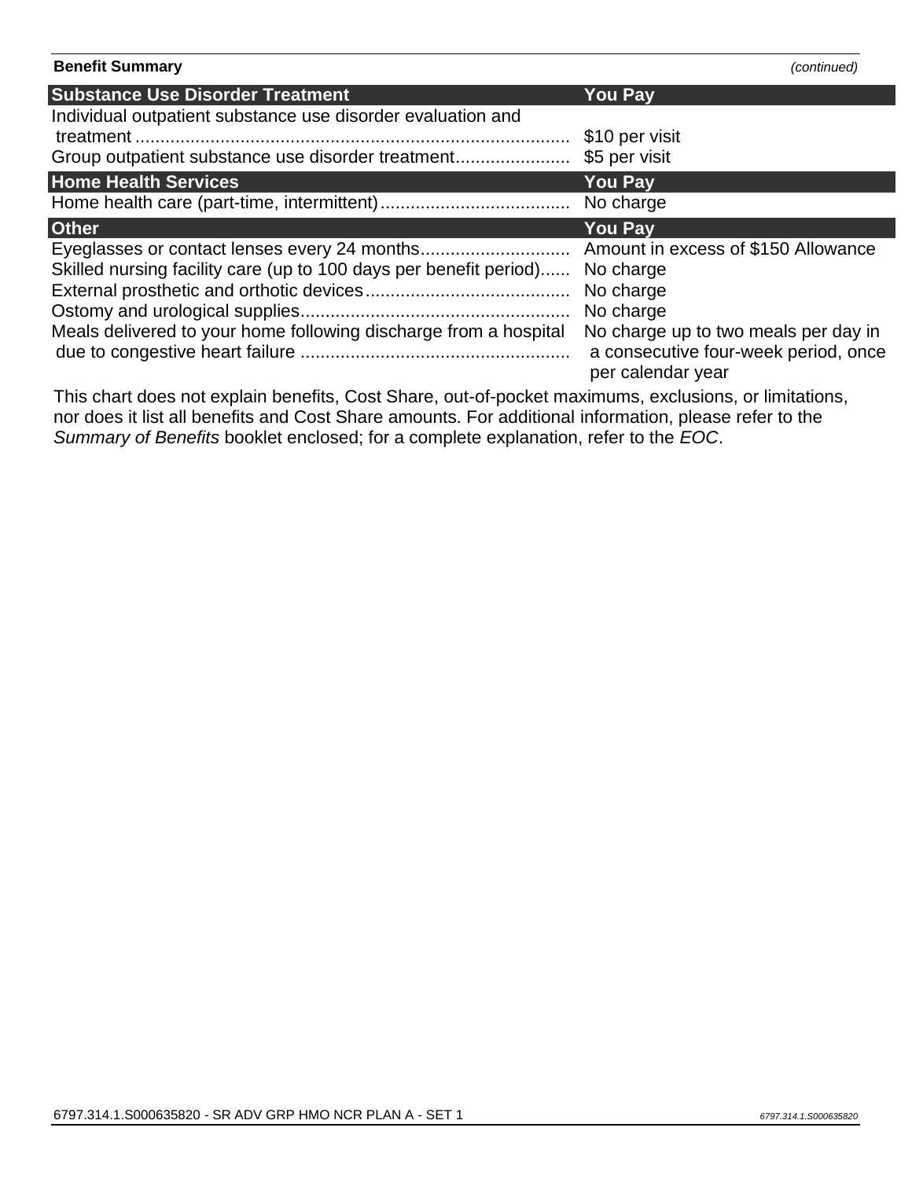**Benefit Summary** *(continued)*

| Substance Use Disorder Treatment | You Pay |
| --- | --- |
| Individual outpatient substance use disorder evaluation and treatment | $10 per visit |
| Group outpatient substance use disorder treatment | $5 per visit |

| Home Health Services | You Pay |
| --- | --- |
| Home health care (part-time, intermittent) | No charge |

| Other | You Pay |
| --- | --- |
| Eyeglasses or contact lenses every 24 months | Amount in excess of $150 Allowance |
| Skilled nursing facility care (up to 100 days per benefit period) | No charge |
| External prosthetic and orthotic devices | No charge |
| Ostomy and urological supplies | No charge |
| Meals delivered to your home following discharge from a hospital due to congestive heart failure | No charge up to two meals per day in a consecutive four-week period, once per calendar year |

This chart does not explain benefits, Cost Share, out-of-pocket maximums, exclusions, or limitations, nor does it list all benefits and Cost Share amounts. For additional information, please refer to the *Summary of Benefits* booklet enclosed; for a complete explanation, refer to the *EOC*.